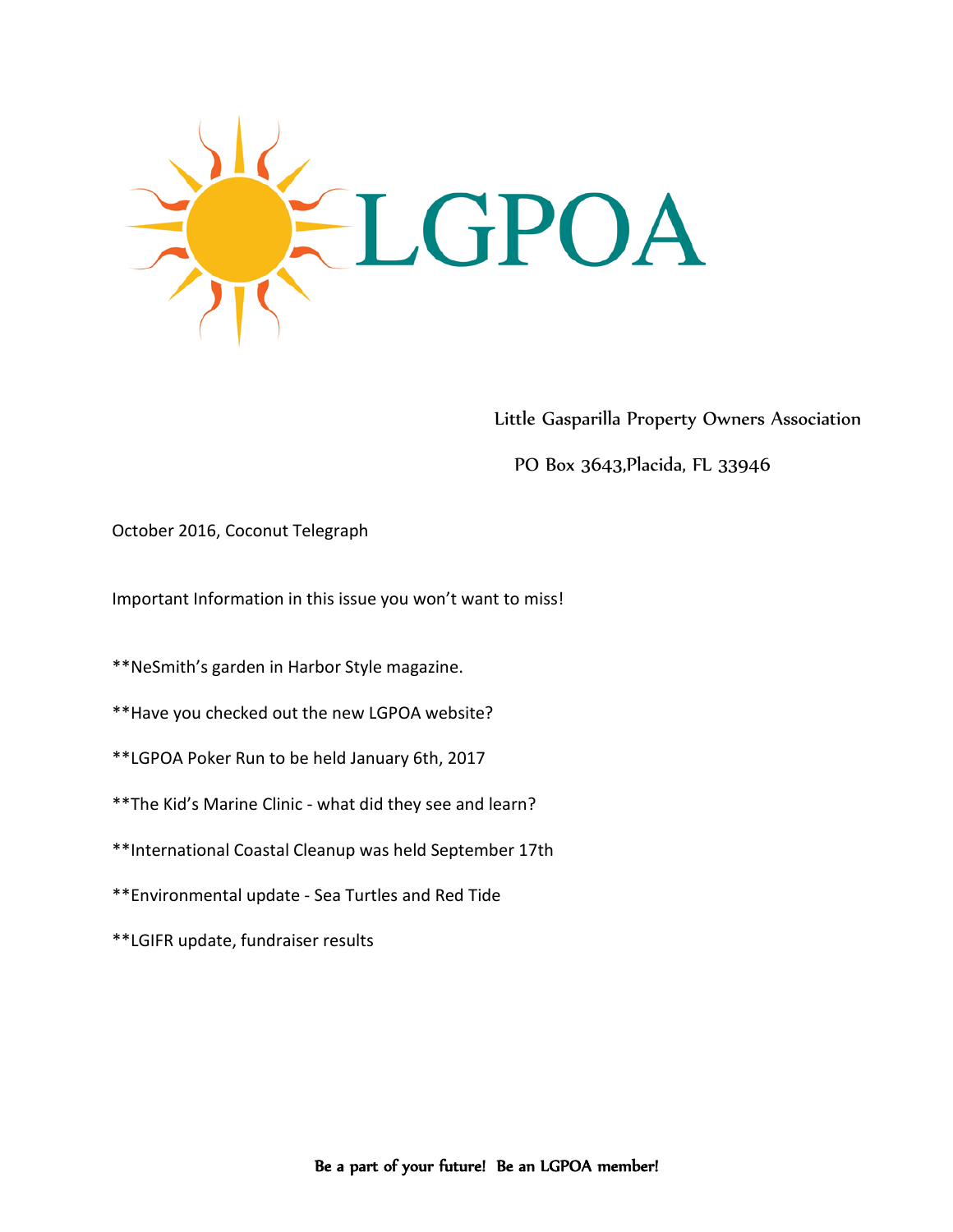# LGPOA

Little Gasparilla Property Owners Association

PO Box 3643,Placida, FL 33946

October 2016, Coconut Telegraph

Important Information in this issue you won't want to miss!

**NeSmith's garden in Harbor Style magazine.

**Have you checked out the new LGPOA website?

**LGPOA Poker Run to be held January 6th, 2017

**The Kid's Marine Clinic - what did they see and learn?

**International Coastal Cleanup was held September 17th

**Environmental update - Sea Turtles and Red Tide

**LGIFR update, fundraiser results

**Be a part of your future! Be an LGPOA member!**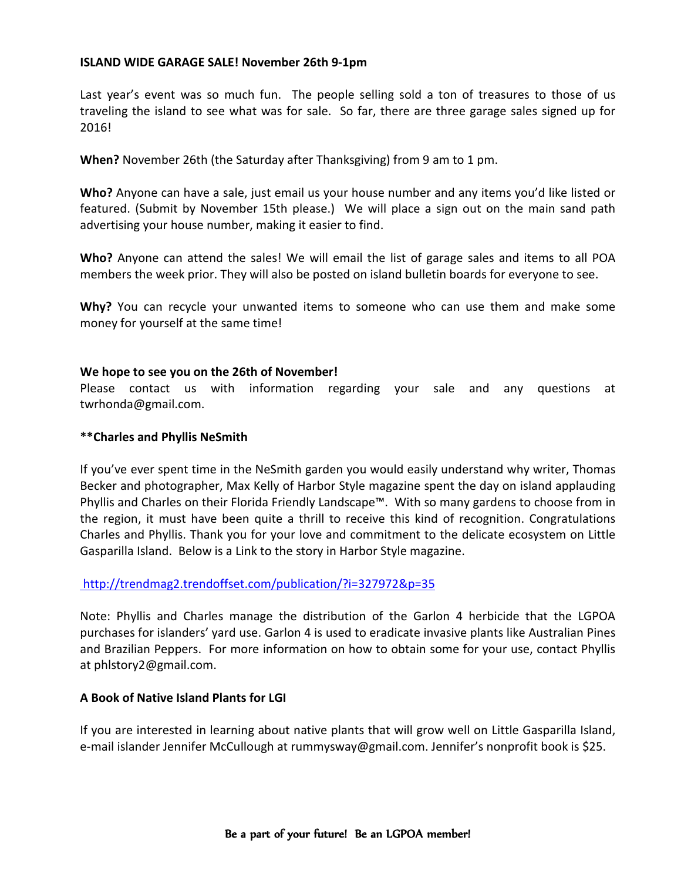**ISLAND WIDE GARAGE SALE! November 26th 9-1pm**

Last year's event was so much fun. The people selling sold a ton of treasures to those of us traveling the island to see what was for sale. So far, there are three garage sales signed up for 2016!

**When?** November 26th (the Saturday after Thanksgiving) from 9 am to 1 pm.

**Who?** Anyone can have a sale, just email us your house number and any items you'd like listed or featured. (Submit by November 15th please.) We will place a sign out on the main sand path advertising your house number, making it easier to find.

**Who?** Anyone can attend the sales! We will email the list of garage sales and items to all POA members the week prior. They will also be posted on island bulletin boards for everyone to see.

**Why?** You can recycle your unwanted items to someone who can use them and make some money for yourself at the same time!

**We hope to see you on the 26th of November!**
Please contact us with information regarding your sale and any questions at twrhonda@gmail.com.

**\*\*Charles and Phyllis NeSmith**

If you've ever spent time in the NeSmith garden you would easily understand why writer, Thomas Becker and photographer, Max Kelly of Harbor Style magazine spent the day on island applauding Phyllis and Charles on their Florida Friendly Landscape™. With so many gardens to choose from in the region, it must have been quite a thrill to receive this kind of recognition. Congratulations Charles and Phyllis. Thank you for your love and commitment to the delicate ecosystem on Little Gasparilla Island. Below is a Link to the story in Harbor Style magazine.

http://trendmag2.trendoffset.com/publication/?i=327972&p=35

Note: Phyllis and Charles manage the distribution of the Garlon 4 herbicide that the LGPOA purchases for islanders' yard use. Garlon 4 is used to eradicate invasive plants like Australian Pines and Brazilian Peppers. For more information on how to obtain some for your use, contact Phyllis at phlstory2@gmail.com.

**A Book of Native Island Plants for LGI**

If you are interested in learning about native plants that will grow well on Little Gasparilla Island, e-mail islander Jennifer McCullough at rummysway@gmail.com. Jennifer's nonprofit book is $25.

**Be a part of your future! Be an LGPOA member!**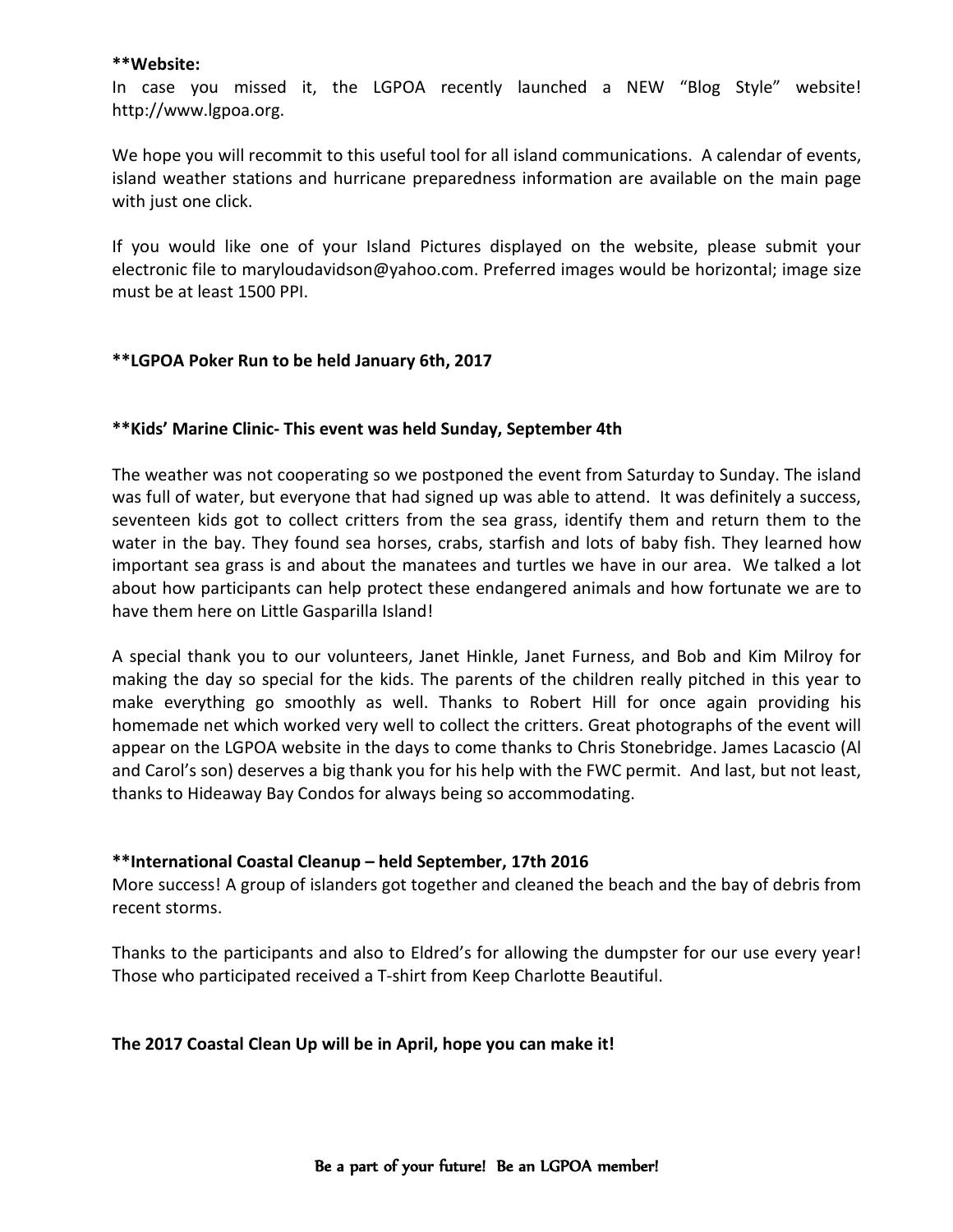**\*\*Website:**

In case you missed it, the LGPOA recently launched a NEW "Blog Style" website! http://www.lgpoa.org.

We hope you will recommit to this useful tool for all island communications. A calendar of events, island weather stations and hurricane preparedness information are available on the main page with just one click.

If you would like one of your Island Pictures displayed on the website, please submit your electronic file to maryloudavidson@yahoo.com. Preferred images would be horizontal; image size must be at least 1500 PPI.

**\*\*LGPOA Poker Run to be held January 6th, 2017**

**\*\*Kids' Marine Clinic- This event was held Sunday, September 4th**

The weather was not cooperating so we postponed the event from Saturday to Sunday. The island was full of water, but everyone that had signed up was able to attend. It was definitely a success, seventeen kids got to collect critters from the sea grass, identify them and return them to the water in the bay. They found sea horses, crabs, starfish and lots of baby fish. They learned how important sea grass is and about the manatees and turtles we have in our area. We talked a lot about how participants can help protect these endangered animals and how fortunate we are to have them here on Little Gasparilla Island!

A special thank you to our volunteers, Janet Hinkle, Janet Furness, and Bob and Kim Milroy for making the day so special for the kids. The parents of the children really pitched in this year to make everything go smoothly as well. Thanks to Robert Hill for once again providing his homemade net which worked very well to collect the critters. Great photographs of the event will appear on the LGPOA website in the days to come thanks to Chris Stonebridge. James Lacascio (Al and Carol's son) deserves a big thank you for his help with the FWC permit. And last, but not least, thanks to Hideaway Bay Condos for always being so accommodating.

**\*\*International Coastal Cleanup – held September, 17th 2016**

More success! A group of islanders got together and cleaned the beach and the bay of debris from recent storms.

Thanks to the participants and also to Eldred's for allowing the dumpster for our use every year! Those who participated received a T-shirt from Keep Charlotte Beautiful.

**The 2017 Coastal Clean Up will be in April, hope you can make it!**

Be a part of your future! Be an LGPOA member!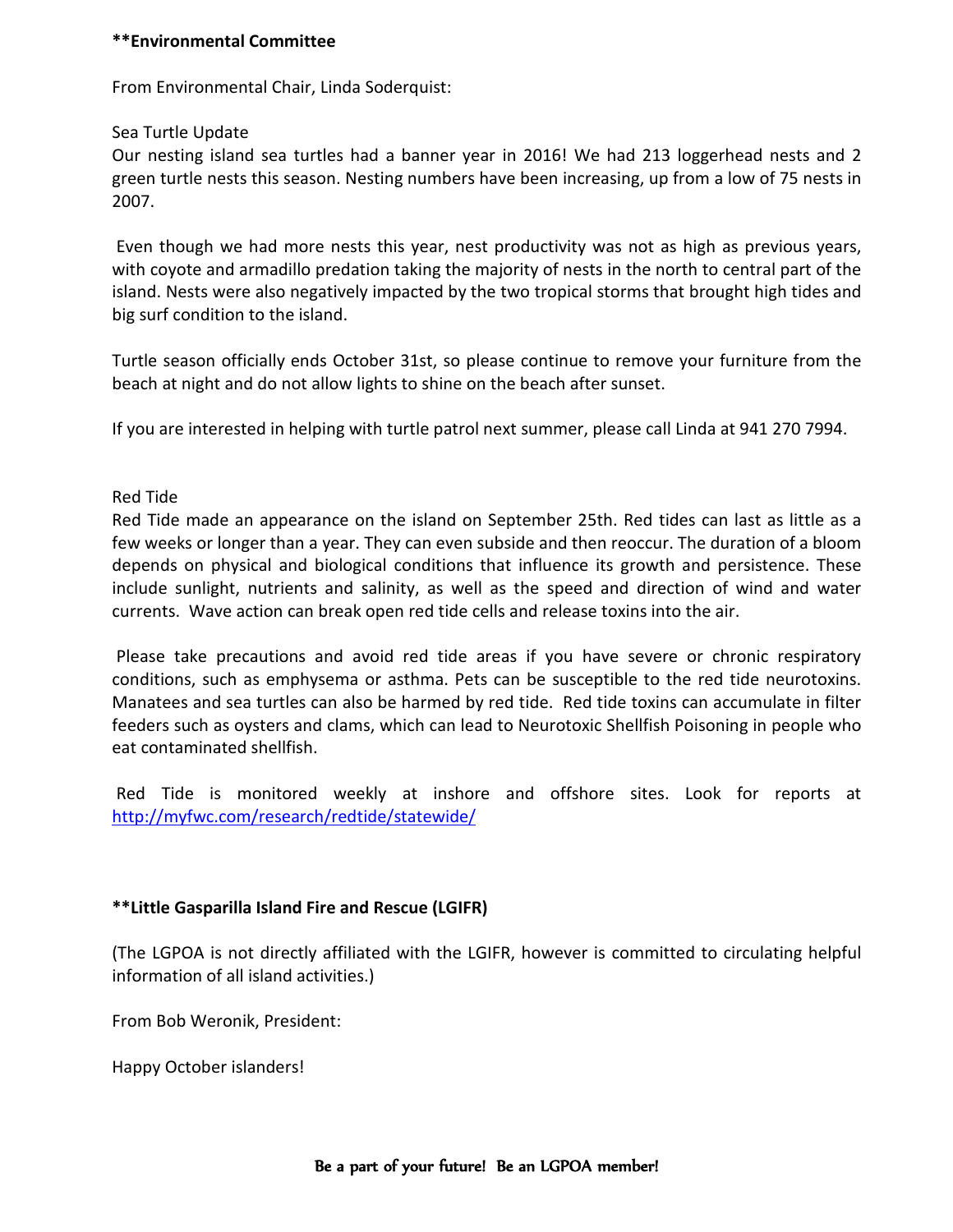**Environmental Committee**

From Environmental Chair, Linda Soderquist:

Sea Turtle Update

Our nesting island sea turtles had a banner year in 2016! We had 213 loggerhead nests and 2 green turtle nests this season. Nesting numbers have been increasing, up from a low of 75 nests in 2007.

Even though we had more nests this year, nest productivity was not as high as previous years, with coyote and armadillo predation taking the majority of nests in the north to central part of the island. Nests were also negatively impacted by the two tropical storms that brought high tides and big surf condition to the island.

Turtle season officially ends October 31st, so please continue to remove your furniture from the beach at night and do not allow lights to shine on the beach after sunset.

If you are interested in helping with turtle patrol next summer, please call Linda at 941 270 7994.

Red Tide

Red Tide made an appearance on the island on September 25th. Red tides can last as little as a few weeks or longer than a year. They can even subside and then reoccur. The duration of a bloom depends on physical and biological conditions that influence its growth and persistence. These include sunlight, nutrients and salinity, as well as the speed and direction of wind and water currents. Wave action can break open red tide cells and release toxins into the air.

Please take precautions and avoid red tide areas if you have severe or chronic respiratory conditions, such as emphysema or asthma. Pets can be susceptible to the red tide neurotoxins. Manatees and sea turtles can also be harmed by red tide. Red tide toxins can accumulate in filter feeders such as oysters and clams, which can lead to Neurotoxic Shellfish Poisoning in people who eat contaminated shellfish.

Red Tide is monitored weekly at inshore and offshore sites. Look for reports at [http://myfwc.com/research/redtide/statewide/](http://myfwc.com/research/redtide/statewide/)

**Little Gasparilla Island Fire and Rescue (LGIFR)**

(The LGPOA is not directly affiliated with the LGIFR, however is committed to circulating helpful information of all island activities.)

From Bob Weronik, President:

Happy October islanders!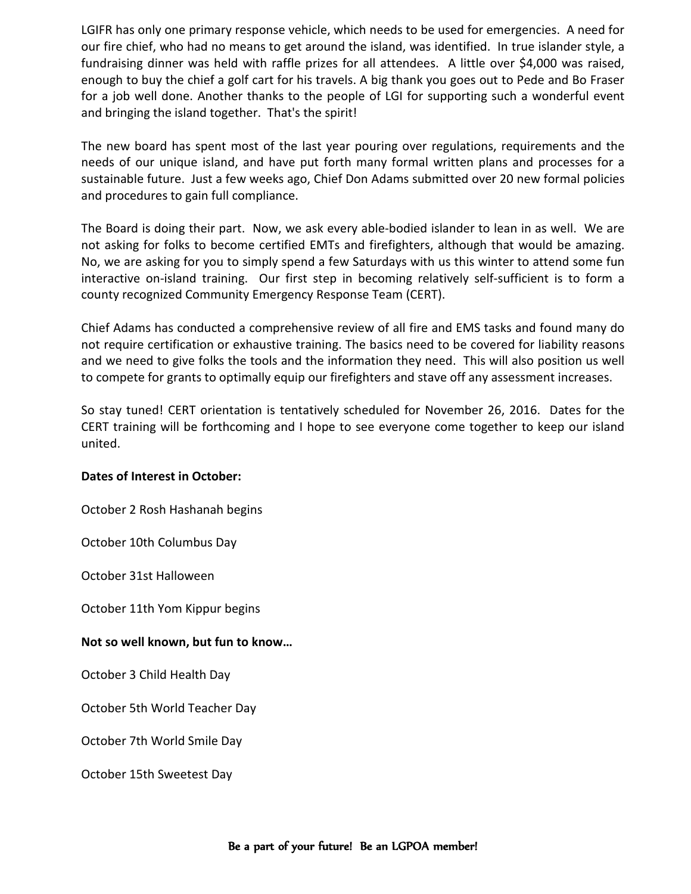LGIFR has only one primary response vehicle, which needs to be used for emergencies. A need for our fire chief, who had no means to get around the island, was identified. In true islander style, a fundraising dinner was held with raffle prizes for all attendees. A little over $4,000 was raised, enough to buy the chief a golf cart for his travels. A big thank you goes out to Pede and Bo Fraser for a job well done. Another thanks to the people of LGI for supporting such a wonderful event and bringing the island together. That's the spirit!

The new board has spent most of the last year pouring over regulations, requirements and the needs of our unique island, and have put forth many formal written plans and processes for a sustainable future. Just a few weeks ago, Chief Don Adams submitted over 20 new formal policies and procedures to gain full compliance.

The Board is doing their part. Now, we ask every able-bodied islander to lean in as well. We are not asking for folks to become certified EMTs and firefighters, although that would be amazing. No, we are asking for you to simply spend a few Saturdays with us this winter to attend some fun interactive on-island training. Our first step in becoming relatively self-sufficient is to form a county recognized Community Emergency Response Team (CERT).

Chief Adams has conducted a comprehensive review of all fire and EMS tasks and found many do not require certification or exhaustive training. The basics need to be covered for liability reasons and we need to give folks the tools and the information they need. This will also position us well to compete for grants to optimally equip our firefighters and stave off any assessment increases.

So stay tuned! CERT orientation is tentatively scheduled for November 26, 2016. Dates for the CERT training will be forthcoming and I hope to see everyone come together to keep our island united.

**Dates of Interest in October:**

October 2 Rosh Hashanah begins

October 10th Columbus Day

October 31st Halloween

October 11th Yom Kippur begins

**Not so well known, but fun to know…**

October 3 Child Health Day

October 5th World Teacher Day

October 7th World Smile Day

October 15th Sweetest Day

**Be a part of your future! Be an LGPOA member!**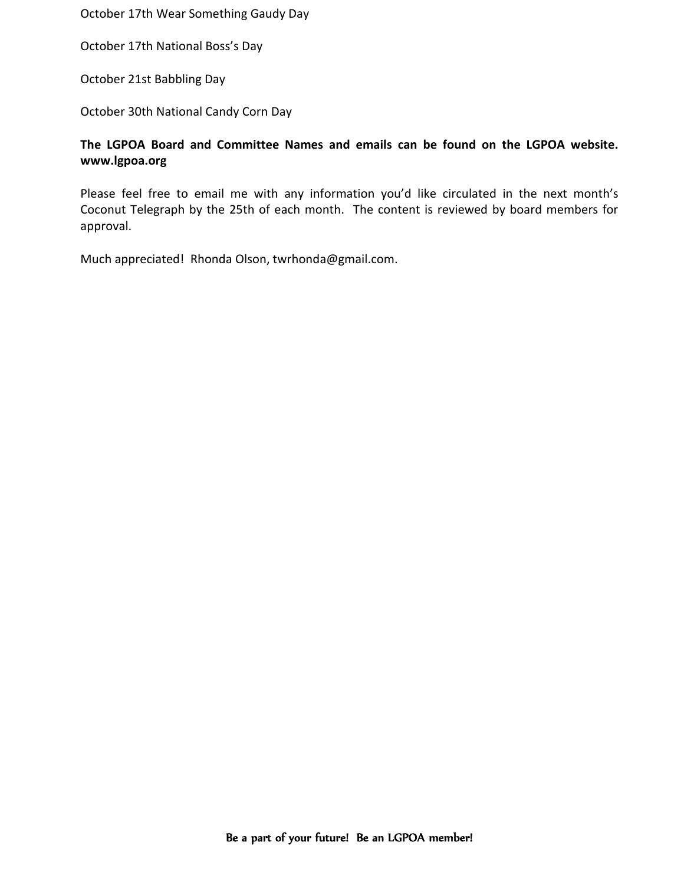October 17th Wear Something Gaudy Day

October 17th National Boss's Day

October 21st Babbling Day

October 30th National Candy Corn Day

**The LGPOA Board and Committee Names and emails can be found on the LGPOA website. www.lgpoa.org**

Please feel free to email me with any information you'd like circulated in the next month's Coconut Telegraph by the 25th of each month. The content is reviewed by board members for approval.

Much appreciated! Rhonda Olson, twrhonda@gmail.com.

Be a part of your future! Be an LGPOA member!